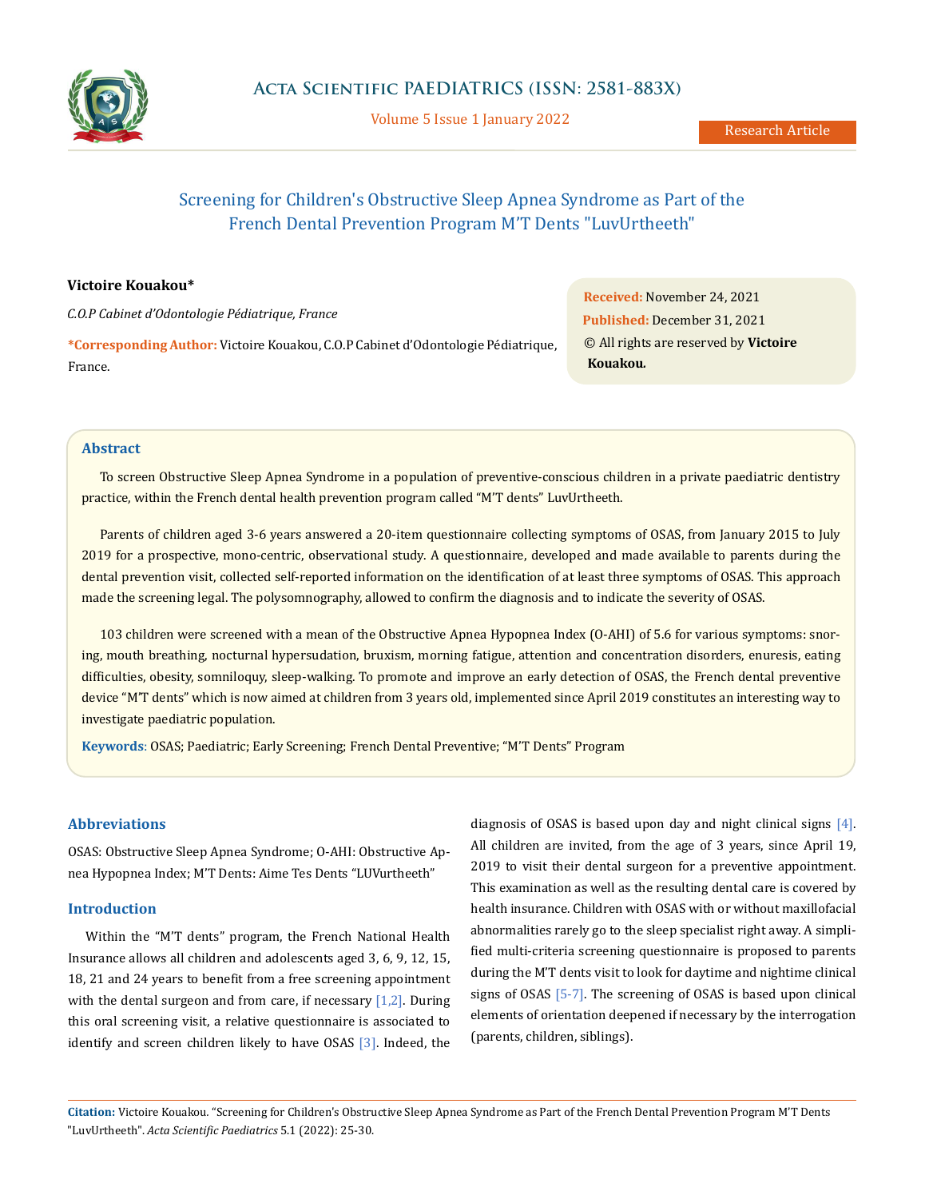Research Article

# Screening for Children's Obstructive Sleep Apnea Syndrome as Part of the French Dental Prevention Program M'T Dents "LuvUrtheeth"

**Victoire Kouakou***

*C.O.P Cabinet d'Odontologie Pédiatrique, France*

**\*Corresponding Author:** Victoire Kouakou, C.O.P Cabinet d'Odontologie Pédiatrique, France.

**Received:** November 24, 2021
**Published:** December 31, 2021
© All rights are reserved by **Victoire Kouakou.**

## Abstract

To screen Obstructive Sleep Apnea Syndrome in a population of preventive-conscious children in a private paediatric dentistry practice, within the French dental health prevention program called "M'T dents" LuvUrtheeth.

Parents of children aged 3-6 years answered a 20-item questionnaire collecting symptoms of OSAS, from January 2015 to July 2019 for a prospective, mono-centric, observational study. A questionnaire, developed and made available to parents during the dental prevention visit, collected self-reported information on the identification of at least three symptoms of OSAS. This approach made the screening legal. The polysomnography, allowed to confirm the diagnosis and to indicate the severity of OSAS.

103 children were screened with a mean of the Obstructive Apnea Hypopnea Index (O-AHI) of 5.6 for various symptoms: snoring, mouth breathing, nocturnal hypersudation, bruxism, morning fatigue, attention and concentration disorders, enuresis, eating difficulties, obesity, somniloquy, sleep-walking. To promote and improve an early detection of OSAS, the French dental preventive device "M'T dents" which is now aimed at children from 3 years old, implemented since April 2019 constitutes an interesting way to investigate paediatric population.

**Keywords**: OSAS; Paediatric; Early Screening; French Dental Preventive; "M'T Dents" Program

## Abbreviations

OSAS: Obstructive Sleep Apnea Syndrome; O-AHI: Obstructive Apnea Hypopnea Index; M'T Dents: Aime Tes Dents "LUVurtheeth"

## Introduction

Within the "M'T dents" program, the French National Health Insurance allows all children and adolescents aged 3, 6, 9, 12, 15, 18, 21 and 24 years to benefit from a free screening appointment with the dental surgeon and from care, if necessary [1,2]. During this oral screening visit, a relative questionnaire is associated to identify and screen children likely to have OSAS [3]. Indeed, the diagnosis of OSAS is based upon day and night clinical signs [4]. All children are invited, from the age of 3 years, since April 19, 2019 to visit their dental surgeon for a preventive appointment. This examination as well as the resulting dental care is covered by health insurance. Children with OSAS with or without maxillofacial abnormalities rarely go to the sleep specialist right away. A simplified multi-criteria screening questionnaire is proposed to parents during the M'T dents visit to look for daytime and nighttime clinical signs of OSAS [5-7]. The screening of OSAS is based upon clinical elements of orientation deepened if necessary by the interrogation (parents, children, siblings).

**Citation:** Victoire Kouakou. "Screening for Children's Obstructive Sleep Apnea Syndrome as Part of the French Dental Prevention Program M'T Dents "LuvUrtheeth". *Acta Scientific Paediatrics* 5.1 (2022): 25-30.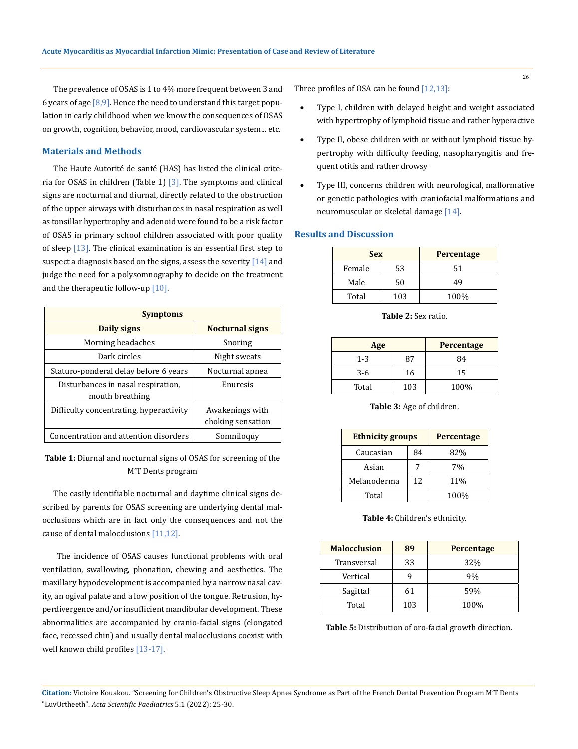The prevalence of OSAS is 1 to 4% more frequent between 3 and 6 years of age [8,9]. Hence the need to understand this target population in early childhood when we know the consequences of OSAS on growth, cognition, behavior, mood, cardiovascular system... etc.

## Materials and Methods

The Haute Autorité de santé (HAS) has listed the clinical criteria for OSAS in children (Table 1) [3]. The symptoms and clinical signs are nocturnal and diurnal, directly related to the obstruction of the upper airways with disturbances in nasal respiration as well as tonsillar hypertrophy and adenoid were found to be a risk factor of OSAS in primary school children associated with poor quality of sleep [13]. The clinical examination is an essential first step to suspect a diagnosis based on the signs, assess the severity [14] and judge the need for a polysomnography to decide on the treatment and the therapeutic follow-up [10].

| Symptoms | |
|---|---|
| **Daily signs** | **Nocturnal signs** |
| Morning headaches | Snoring |
| Dark circles | Night sweats |
| Staturo-ponderal delay before 6 years | Nocturnal apnea |
| Disturbances in nasal respiration, mouth breathing | Enuresis |
| Difficulty concentrating, hyperactivity | Awakenings with choking sensation |
| Concentration and attention disorders | Somniloquy |

**Table 1:** Diurnal and nocturnal signs of OSAS for screening of the M'T Dents program

The easily identifiable nocturnal and daytime clinical signs described by parents for OSAS screening are underlying dental malocclusions which are in fact only the consequences and not the cause of dental malocclusions [11,12].

The incidence of OSAS causes functional problems with oral ventilation, swallowing, phonation, chewing and aesthetics. The maxillary hypodevelopment is accompanied by a narrow nasal cavity, an ogival palate and a low position of the tongue. Retrusion, hyperdivergence and/or insufficient mandibular development. These abnormalities are accompanied by cranio-facial signs (elongated face, recessed chin) and usually dental malocclusions coexist with well known child profiles [13-17].

Three profiles of OSA can be found [12,13]:

- Type I, children with delayed height and weight associated with hypertrophy of lymphoid tissue and rather hyperactive
- Type II, obese children with or without lymphoid tissue hypertrophy with difficulty feeding, nasopharyngitis and frequent otitis and rather drowsy
- Type III, concerns children with neurological, malformative or genetic pathologies with craniofacial malformations and neuromuscular or skeletal damage [14].

## Results and Discussion

| Sex | | Percentage |
|---|---|---|
| Female | 53 | 51 |
| Male | 50 | 49 |
| Total | 103 | 100% |

**Table 2:** Sex ratio.

| Age | | Percentage |
|---|---|---|
| 1-3 | 87 | 84 |
| 3-6 | 16 | 15 |
| Total | 103 | 100% |

**Table 3:** Age of children.

| Ethnicity groups | | Percentage |
|---|---|---|
| Caucasian | 84 | 82% |
| Asian | 7 | 7% |
| Melanoderma | 12 | 11% |
| Total | | 100% |

**Table 4:** Children's ethnicity.

| Malocclusion | 89 | Percentage |
|---|---|---|
| Transversal | 33 | 32% |
| Vertical | 9 | 9% |
| Sagittal | 61 | 59% |
| Total | 103 | 100% |

**Table 5:** Distribution of oro-facial growth direction.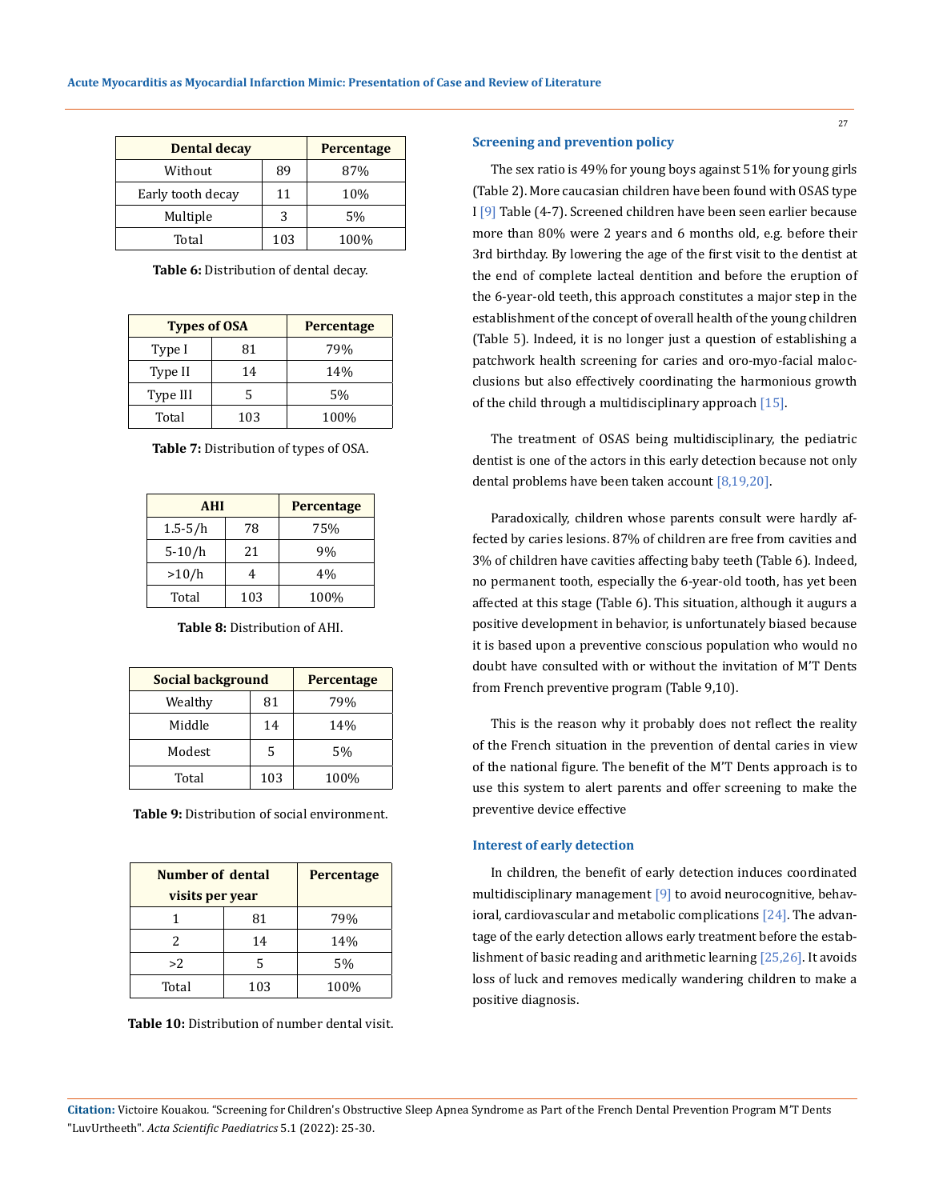| Dental decay | | Percentage |
|---|---|---|
| Without | 89 | 87% |
| Early tooth decay | 11 | 10% |
| Multiple | 3 | 5% |
| Total | 103 | 100% |

**Table 6:** Distribution of dental decay.

| Types of OSA | | Percentage |
|---|---|---|
| Type I | 81 | 79% |
| Type II | 14 | 14% |
| Type III | 5 | 5% |
| Total | 103 | 100% |

**Table 7:** Distribution of types of OSA.

| AHI | | Percentage |
|---|---|---|
| 1.5-5/h | 78 | 75% |
| 5-10/h | 21 | 9% |
| >10/h | 4 | 4% |
| Total | 103 | 100% |

**Table 8:** Distribution of AHI.

| Social background | | Percentage |
|---|---|---|
| Wealthy | 81 | 79% |
| Middle | 14 | 14% |
| Modest | 5 | 5% |
| Total | 103 | 100% |

**Table 9:** Distribution of social environment.

| Number of dental visits per year | | Percentage |
|---|---|---|
| 1 | 81 | 79% |
| 2 | 14 | 14% |
| >2 | 5 | 5% |
| Total | 103 | 100% |

**Table 10:** Distribution of number dental visit.

### Screening and prevention policy

The sex ratio is 49% for young boys against 51% for young girls (Table 2). More caucasian children have been found with OSAS type I [9] Table (4-7). Screened children have been seen earlier because more than 80% were 2 years and 6 months old, e.g. before their 3rd birthday. By lowering the age of the first visit to the dentist at the end of complete lacteal dentition and before the eruption of the 6-year-old teeth, this approach constitutes a major step in the establishment of the concept of overall health of the young children (Table 5). Indeed, it is no longer just a question of establishing a patchwork health screening for caries and oro-myo-facial malocclusions but also effectively coordinating the harmonious growth of the child through a multidisciplinary approach [15].

The treatment of OSAS being multidisciplinary, the pediatric dentist is one of the actors in this early detection because not only dental problems have been taken account [8,19,20].

Paradoxically, children whose parents consult were hardly affected by caries lesions. 87% of children are free from cavities and 3% of children have cavities affecting baby teeth (Table 6). Indeed, no permanent tooth, especially the 6-year-old tooth, has yet been affected at this stage (Table 6). This situation, although it augurs a positive development in behavior, is unfortunately biased because it is based upon a preventive conscious population who would no doubt have consulted with or without the invitation of M'T Dents from French preventive program (Table 9,10).

This is the reason why it probably does not reflect the reality of the French situation in the prevention of dental caries in view of the national figure. The benefit of the M'T Dents approach is to use this system to alert parents and offer screening to make the preventive device effective

### Interest of early detection

In children, the benefit of early detection induces coordinated multidisciplinary management [9] to avoid neurocognitive, behavioral, cardiovascular and metabolic complications [24]. The advantage of the early detection allows early treatment before the establishment of basic reading and arithmetic learning [25,26]. It avoids loss of luck and removes medically wandering children to make a positive diagnosis.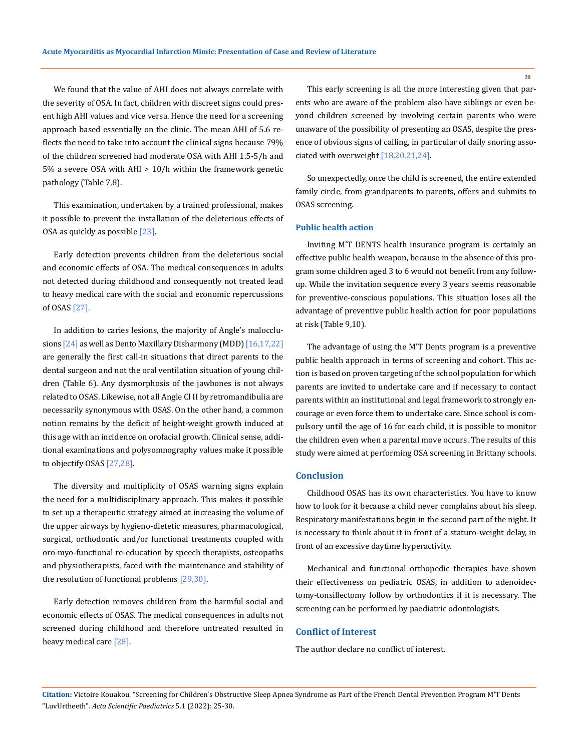We found that the value of AHI does not always correlate with the severity of OSA. In fact, children with discreet signs could present high AHI values and vice versa. Hence the need for a screening approach based essentially on the clinic. The mean AHI of 5.6 reflects the need to take into account the clinical signs because 79% of the children screened had moderate OSA with AHI 1.5-5/h and 5% a severe OSA with AHI > 10/h within the framework genetic pathology (Table 7,8).

This examination, undertaken by a trained professional, makes it possible to prevent the installation of the deleterious effects of OSA as quickly as possible [23].

Early detection prevents children from the deleterious social and economic effects of OSA. The medical consequences in adults not detected during childhood and consequently not treated lead to heavy medical care with the social and economic repercussions of OSAS [27].

In addition to caries lesions, the majority of Angle's malocclusions [24] as well as Dento Maxillary Disharmony (MDD) [16,17,22] are generally the first call-in situations that direct parents to the dental surgeon and not the oral ventilation situation of young children (Table 6). Any dysmorphosis of the jawbones is not always related to OSAS. Likewise, not all Angle Cl II by retromandibulia are necessarily synonymous with OSAS. On the other hand, a common notion remains by the deficit of height-weight growth induced at this age with an incidence on orofacial growth. Clinical sense, additional examinations and polysomnography values make it possible to objectify OSAS [27,28].

The diversity and multiplicity of OSAS warning signs explain the need for a multidisciplinary approach. This makes it possible to set up a therapeutic strategy aimed at increasing the volume of the upper airways by hygieno-dietetic measures, pharmacological, surgical, orthodontic and/or functional treatments coupled with oro-myo-functional re-education by speech therapists, osteopaths and physiotherapists, faced with the maintenance and stability of the resolution of functional problems [29,30].

Early detection removes children from the harmful social and economic effects of OSAS. The medical consequences in adults not screened during childhood and therefore untreated resulted in heavy medical care [28].

This early screening is all the more interesting given that parents who are aware of the problem also have siblings or even beyond children screened by involving certain parents who were unaware of the possibility of presenting an OSAS, despite the presence of obvious signs of calling, in particular of daily snoring associated with overweight [18,20,21,24].

So unexpectedly, once the child is screened, the entire extended family circle, from grandparents to parents, offers and submits to OSAS screening.

### Public health action

Inviting M'T DENTS health insurance program is certainly an effective public health weapon, because in the absence of this program some children aged 3 to 6 would not benefit from any follow-up. While the invitation sequence every 3 years seems reasonable for preventive-conscious populations. This situation loses all the advantage of preventive public health action for poor populations at risk (Table 9,10).

The advantage of using the M'T Dents program is a preventive public health approach in terms of screening and cohort. This action is based on proven targeting of the school population for which parents are invited to undertake care and if necessary to contact parents within an institutional and legal framework to strongly encourage or even force them to undertake care. Since school is compulsory until the age of 16 for each child, it is possible to monitor the children even when a parental move occurs. The results of this study were aimed at performing OSA screening in Brittany schools.

## Conclusion

Childhood OSAS has its own characteristics. You have to know how to look for it because a child never complains about his sleep. Respiratory manifestations begin in the second part of the night. It is necessary to think about it in front of a staturo-weight delay, in front of an excessive daytime hyperactivity.

Mechanical and functional orthopedic therapies have shown their effectiveness on pediatric OSAS, in addition to adenoidectomy-tonsillectomy follow by orthodontics if it is necessary. The screening can be performed by paediatric odontologists.

## Conflict of Interest

The author declare no conflict of interest.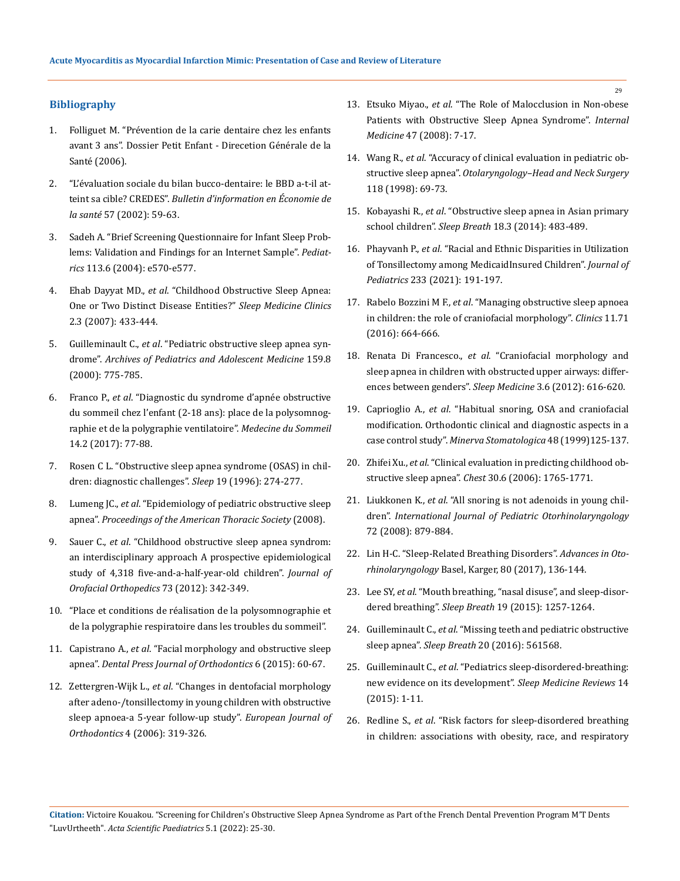## Bibliography

1. Folliguet M. "Prévention de la carie dentaire chez les enfants avant 3 ans". Dossier Petit Enfant - Direcetion Générale de la Santé (2006).
2. "L'évaluation sociale du bilan bucco-dentaire: le BBD a-t-il atteint sa cible? CREDES". *Bulletin d'information en Économie de la santé* 57 (2002): 59-63.
3. Sadeh A. "Brief Screening Questionnaire for Infant Sleep Problems: Validation and Findings for an Internet Sample". *Pediatrics* 113.6 (2004): e570-e577.
4. Ehab Dayyat MD., *et al*. "Childhood Obstructive Sleep Apnea: One or Two Distinct Disease Entities?" *Sleep Medicine Clinics* 2.3 (2007): 433-444.
5. Guilleminault C., *et al*. "Pediatric obstructive sleep apnea syndrome". *Archives of Pediatrics and Adolescent Medicine* 159.8 (2000): 775-785.
6. Franco P., *et al*. "Diagnostic du syndrome d'apnée obstructive du sommeil chez l'enfant (2-18 ans): place de la polysomnographie et de la polygraphie ventilatoire". *Medecine du Sommeil* 14.2 (2017): 77-88.
7. Rosen C L. "Obstructive sleep apnea syndrome (OSAS) in children: diagnostic challenges". *Sleep* 19 (1996): 274-277.
8. Lumeng JC., *et al*. "Epidemiology of pediatric obstructive sleep apnea". *Proceedings of the American Thoracic Society* (2008).
9. Sauer C., *et al*. "Childhood obstructive sleep apnea syndrom: an interdisciplinary approach A prospective epidemiological study of 4,318 five-and-a-half-year-old children". *Journal of Orofacial Orthopedics* 73 (2012): 342-349.
10. "Place et conditions de réalisation de la polysomnographie et de la polygraphie respiratoire dans les troubles du sommeil".
11. Capistrano A., *et al*. "Facial morphology and obstructive sleep apnea". *Dental Press Journal of Orthodontics* 6 (2015): 60-67.
12. Zettergren-Wijk L., *et al*. "Changes in dentofacial morphology after adeno-/tonsillectomy in young children with obstructive sleep apnoea-a 5-year follow-up study". *European Journal of Orthodontics* 4 (2006): 319-326.
13. Etsuko Miyao., *et al*. "The Role of Malocclusion in Non-obese Patients with Obstructive Sleep Apnea Syndrome". *Internal Medicine* 47 (2008): 7-17.
14. Wang R., *et al*. "Accuracy of clinical evaluation in pediatric obstructive sleep apnea". *Otolaryngology–Head and Neck Surgery* 118 (1998): 69-73.
15. Kobayashi R., *et al*. "Obstructive sleep apnea in Asian primary school children". *Sleep Breath* 18.3 (2014): 483-489.
16. Phayvanh P., *et al*. "Racial and Ethnic Disparities in Utilization of Tonsillectomy among MedicaidInsured Children". *Journal of Pediatrics* 233 (2021): 191-197.
17. Rabelo Bozzini M F., *et al*. "Managing obstructive sleep apnoea in children: the role of craniofacial morphology". *Clinics* 11.71 (2016): 664-666.
18. Renata Di Francesco., *et al*. "Craniofacial morphology and sleep apnea in children with obstructed upper airways: differences between genders". *Sleep Medicine* 3.6 (2012): 616-620.
19. Caprioglio A., *et al*. "Habitual snoring, OSA and craniofacial modification. Orthodontic clinical and diagnostic aspects in a case control study". *Minerva Stomatologica* 48 (1999)125-137.
20. Zhifei Xu., *et al*. "Clinical evaluation in predicting childhood obstructive sleep apnea". *Chest* 30.6 (2006): 1765-1771.
21. Liukkonen K., *et al*. "All snoring is not adenoids in young children". *International Journal of Pediatric Otorhinolaryngology* 72 (2008): 879-884.
22. Lin H-C. "Sleep-Related Breathing Disorders". *Advances in Otorhinolaryngology* Basel, Karger, 80 (2017), 136-144.
23. Lee SY, *et al*. "Mouth breathing, "nasal disuse", and sleep-disordered breathing". *Sleep Breath* 19 (2015): 1257-1264.
24. Guilleminault C., *et al*. "Missing teeth and pediatric obstructive sleep apnea". *Sleep Breath* 20 (2016): 561568.
25. Guilleminault C., *et al*. "Pediatrics sleep-disordered-breathing: new evidence on its development". *Sleep Medicine Reviews* 14 (2015): 1-11.
26. Redline S., *et al*. "Risk factors for sleep-disordered breathing in children: associations with obesity, race, and respiratory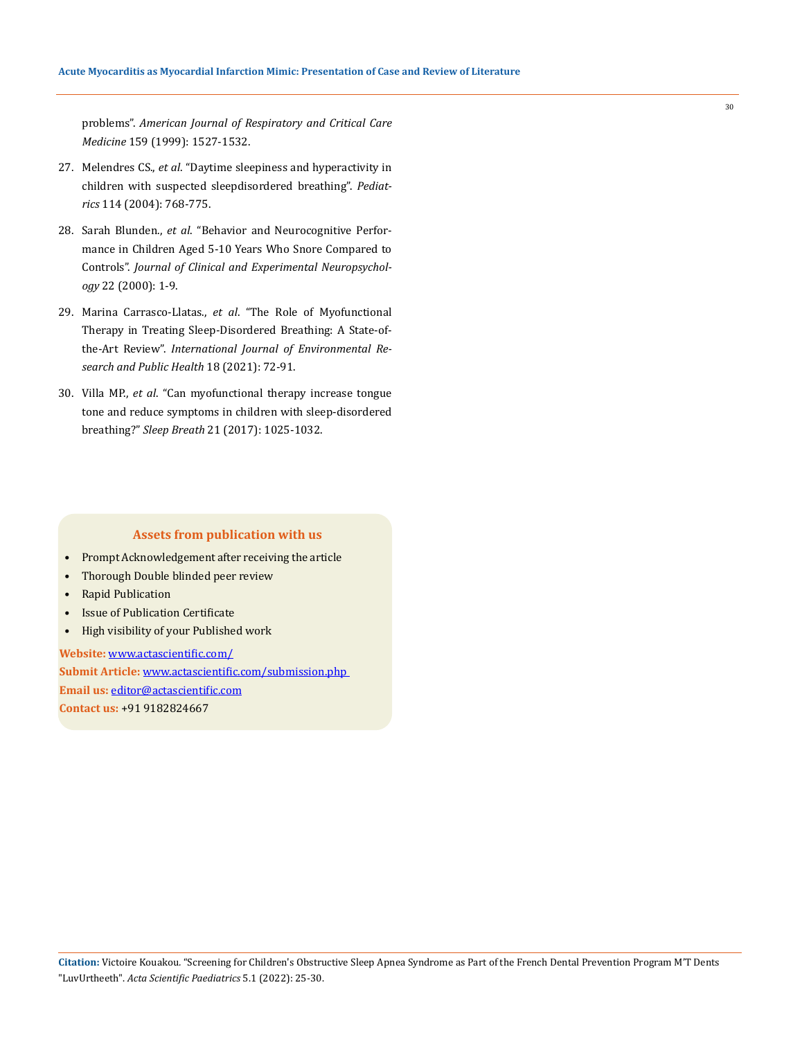problems". *American Journal of Respiratory and Critical Care Medicine* 159 (1999): 1527-1532.

27. Melendres CS., *et al*. "Daytime sleepiness and hyperactivity in children with suspected sleepdisordered breathing". *Pediatrics* 114 (2004): 768-775.
28. Sarah Blunden., *et al*. "Behavior and Neurocognitive Performance in Children Aged 5-10 Years Who Snore Compared to Controls". *Journal of Clinical and Experimental Neuropsychology* 22 (2000): 1-9.
29. Marina Carrasco-Llatas., *et al*. "The Role of Myofunctional Therapy in Treating Sleep-Disordered Breathing: A State-of-the-Art Review". *International Journal of Environmental Research and Public Health* 18 (2021): 72-91.
30. Villa MP., *et al*. "Can myofunctional therapy increase tongue tone and reduce symptoms in children with sleep-disordered breathing?" *Sleep Breath* 21 (2017): 1025-1032.

**Assets from publication with us**

- Prompt Acknowledgement after receiving the article
- Thorough Double blinded peer review
- Rapid Publication
- Issue of Publication Certificate
- High visibility of your Published work

**Website:** www.actascientific.com/
**Submit Article:** www.actascientific.com/submission.php
**Email us:** editor@actascientific.com
**Contact us:** +91 9182824667

**Citation:** Victoire Kouakou. "Screening for Children's Obstructive Sleep Apnea Syndrome as Part of the French Dental Prevention Program M'T Dents "LuvUrtheeth". *Acta Scientific Paediatrics* 5.1 (2022): 25-30.